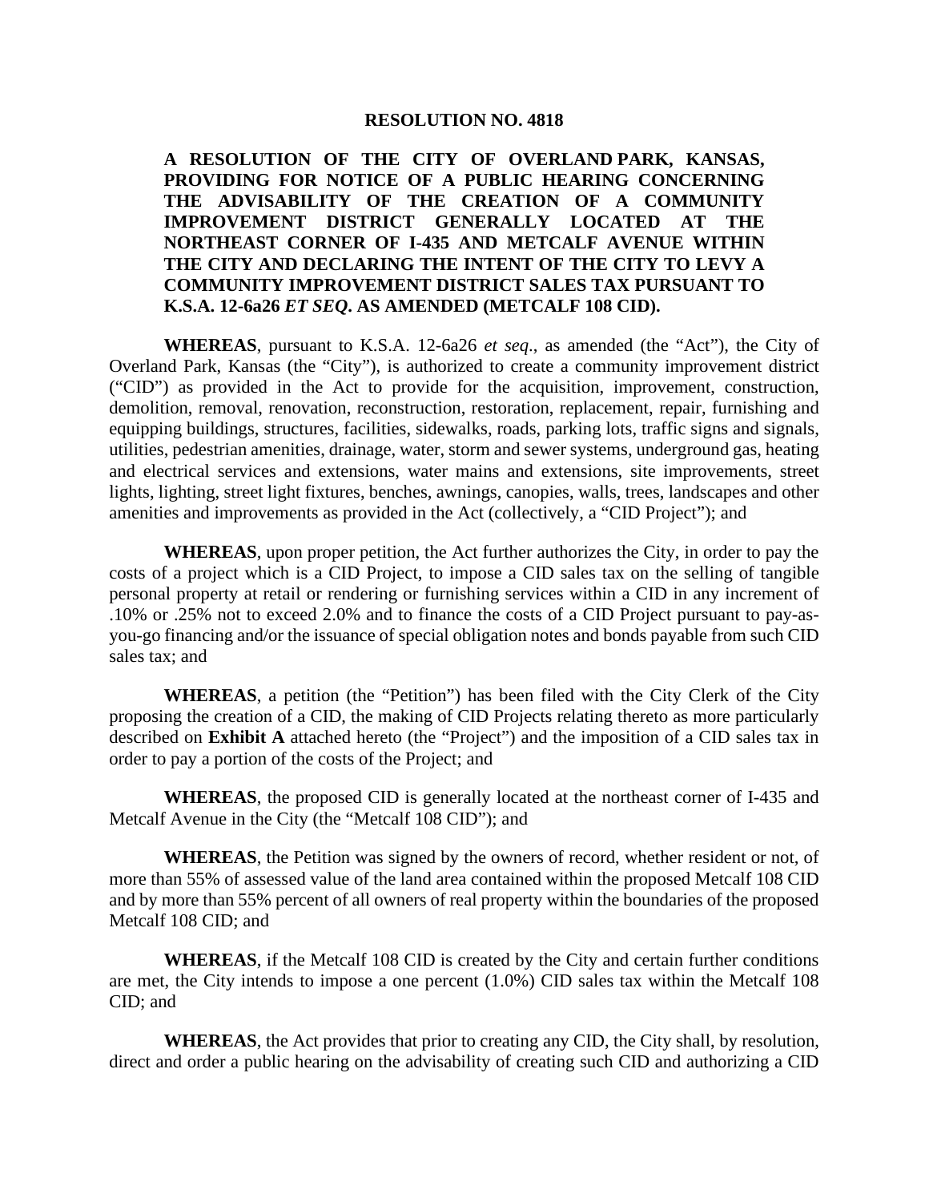**RESOLUTION NO. 4818**

**A RESOLUTION OF THE CITY OF OVERLAND PARK, KANSAS, PROVIDING FOR NOTICE OF A PUBLIC HEARING CONCERNING THE ADVISABILITY OF THE CREATION OF A COMMUNITY IMPROVEMENT DISTRICT GENERALLY LOCATED AT THE NORTHEAST CORNER OF I-435 AND METCALF AVENUE WITHIN THE CITY AND DECLARING THE INTENT OF THE CITY TO LEVY A COMMUNITY IMPROVEMENT DISTRICT SALES TAX PURSUANT TO K.S.A. 12-6a26 *ET SEQ*. AS AMENDED (METCALF 108 CID).**

**WHEREAS**, pursuant to K.S.A. 12-6a26 *et seq*., as amended (the "Act"), the City of Overland Park, Kansas (the "City"), is authorized to create a community improvement district ("CID") as provided in the Act to provide for the acquisition, improvement, construction, demolition, removal, renovation, reconstruction, restoration, replacement, repair, furnishing and equipping buildings, structures, facilities, sidewalks, roads, parking lots, traffic signs and signals, utilities, pedestrian amenities, drainage, water, storm and sewer systems, underground gas, heating and electrical services and extensions, water mains and extensions, site improvements, street lights, lighting, street light fixtures, benches, awnings, canopies, walls, trees, landscapes and other amenities and improvements as provided in the Act (collectively, a "CID Project"); and

**WHEREAS**, upon proper petition, the Act further authorizes the City, in order to pay the costs of a project which is a CID Project, to impose a CID sales tax on the selling of tangible personal property at retail or rendering or furnishing services within a CID in any increment of .10% or .25% not to exceed 2.0% and to finance the costs of a CID Project pursuant to pay-as-you-go financing and/or the issuance of special obligation notes and bonds payable from such CID sales tax; and

**WHEREAS**, a petition (the "Petition") has been filed with the City Clerk of the City proposing the creation of a CID, the making of CID Projects relating thereto as more particularly described on **Exhibit A** attached hereto (the "Project") and the imposition of a CID sales tax in order to pay a portion of the costs of the Project; and

**WHEREAS**, the proposed CID is generally located at the northeast corner of I-435 and Metcalf Avenue in the City (the "Metcalf 108 CID"); and

**WHEREAS**, the Petition was signed by the owners of record, whether resident or not, of more than 55% of assessed value of the land area contained within the proposed Metcalf 108 CID and by more than 55% percent of all owners of real property within the boundaries of the proposed Metcalf 108 CID; and

**WHEREAS**, if the Metcalf 108 CID is created by the City and certain further conditions are met, the City intends to impose a one percent (1.0%) CID sales tax within the Metcalf 108 CID; and

**WHEREAS**, the Act provides that prior to creating any CID, the City shall, by resolution, direct and order a public hearing on the advisability of creating such CID and authorizing a CID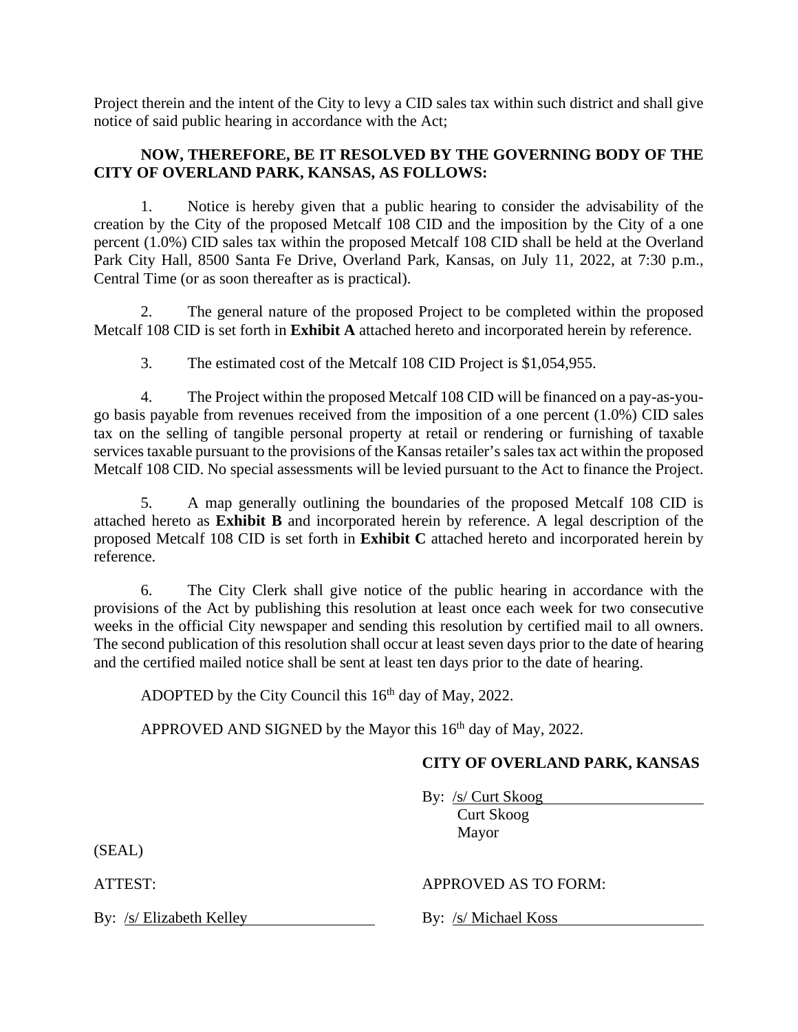Project therein and the intent of the City to levy a CID sales tax within such district and shall give notice of said public hearing in accordance with the Act;

**NOW, THEREFORE, BE IT RESOLVED BY THE GOVERNING BODY OF THE CITY OF OVERLAND PARK, KANSAS, AS FOLLOWS:**

1. Notice is hereby given that a public hearing to consider the advisability of the creation by the City of the proposed Metcalf 108 CID and the imposition by the City of a one percent (1.0%) CID sales tax within the proposed Metcalf 108 CID shall be held at the Overland Park City Hall, 8500 Santa Fe Drive, Overland Park, Kansas, on July 11, 2022, at 7:30 p.m., Central Time (or as soon thereafter as is practical).

2. The general nature of the proposed Project to be completed within the proposed Metcalf 108 CID is set forth in **Exhibit A** attached hereto and incorporated herein by reference.

3. The estimated cost of the Metcalf 108 CID Project is $1,054,955.

4. The Project within the proposed Metcalf 108 CID will be financed on a pay-as-you-go basis payable from revenues received from the imposition of a one percent (1.0%) CID sales tax on the selling of tangible personal property at retail or rendering or furnishing of taxable services taxable pursuant to the provisions of the Kansas retailer's sales tax act within the proposed Metcalf 108 CID. No special assessments will be levied pursuant to the Act to finance the Project.

5. A map generally outlining the boundaries of the proposed Metcalf 108 CID is attached hereto as **Exhibit B** and incorporated herein by reference. A legal description of the proposed Metcalf 108 CID is set forth in **Exhibit C** attached hereto and incorporated herein by reference.

6. The City Clerk shall give notice of the public hearing in accordance with the provisions of the Act by publishing this resolution at least once each week for two consecutive weeks in the official City newspaper and sending this resolution by certified mail to all owners. The second publication of this resolution shall occur at least seven days prior to the date of hearing and the certified mailed notice shall be sent at least ten days prior to the date of hearing.

ADOPTED by the City Council this 16th day of May, 2022.

APPROVED AND SIGNED by the Mayor this 16th day of May, 2022.

**CITY OF OVERLAND PARK, KANSAS**

By: /s/ Curt Skoog
Curt Skoog
Mayor

(SEAL)

ATTEST:

By: /s/ Elizabeth Kelley

APPROVED AS TO FORM:

By: /s/ Michael Koss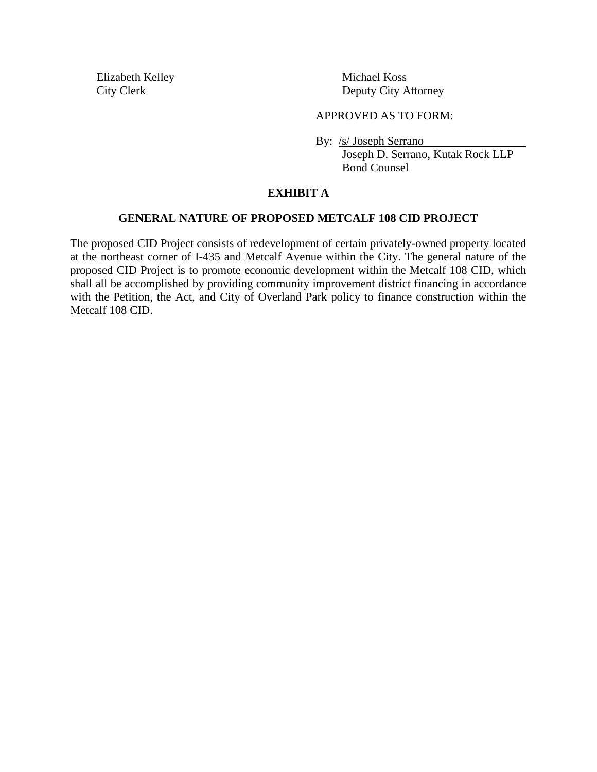Elizabeth Kelley
City Clerk

Michael Koss
Deputy City Attorney

APPROVED AS TO FORM:

By: /s/ Joseph Serrano
Joseph D. Serrano, Kutak Rock LLP
Bond Counsel

**EXHIBIT A**

**GENERAL NATURE OF PROPOSED METCALF 108 CID PROJECT**

The proposed CID Project consists of redevelopment of certain privately-owned property located at the northeast corner of I-435 and Metcalf Avenue within the City. The general nature of the proposed CID Project is to promote economic development within the Metcalf 108 CID, which shall all be accomplished by providing community improvement district financing in accordance with the Petition, the Act, and City of Overland Park policy to finance construction within the Metcalf 108 CID.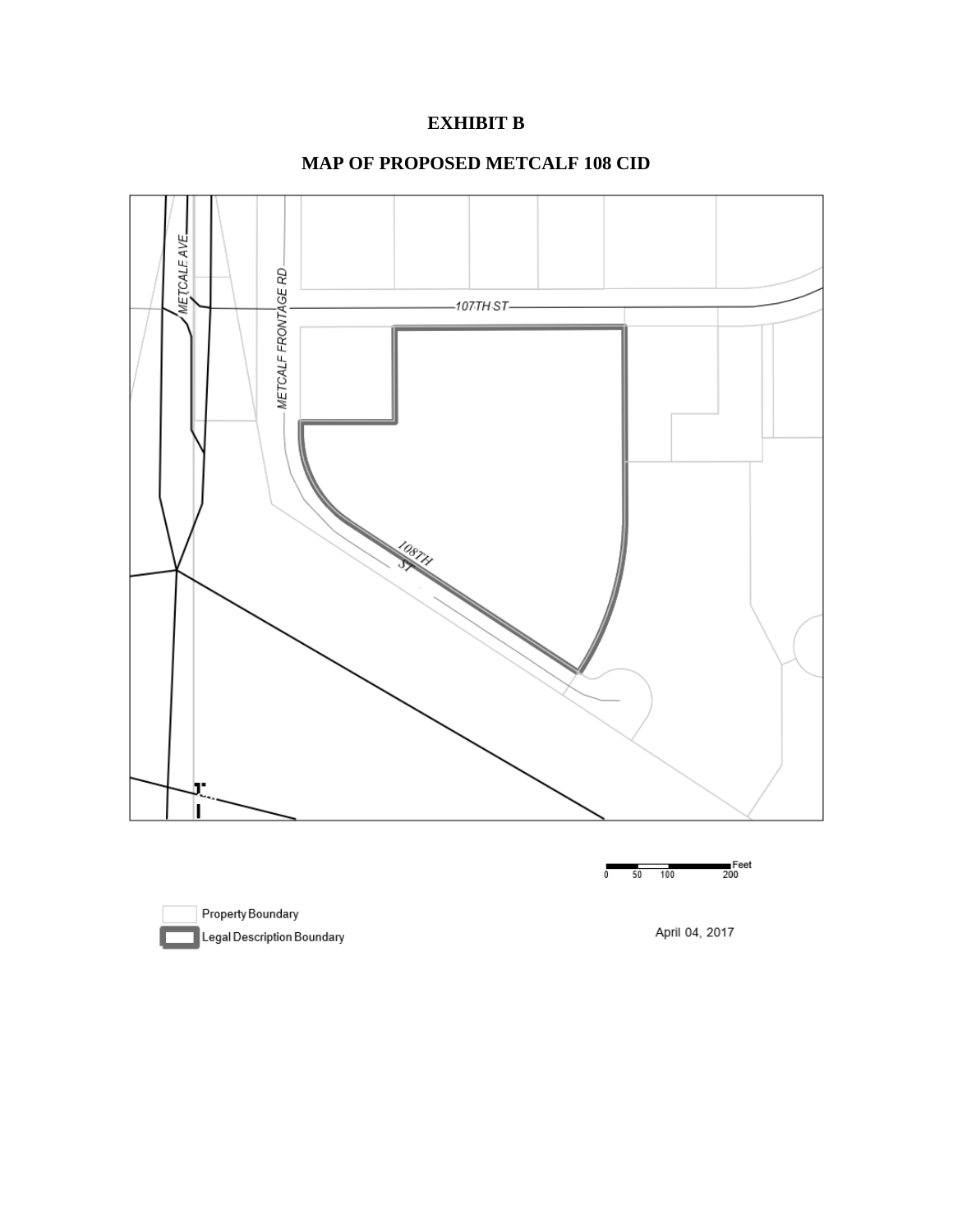# EXHIBIT B

## MAP OF PROPOSED METCALF 108 CID

METCALF AVE

METCALF FRONTAGE RD

107TH ST

108TH ST

0 50 100 200 Feet

Property Boundary

Legal Description Boundary

April 04, 2017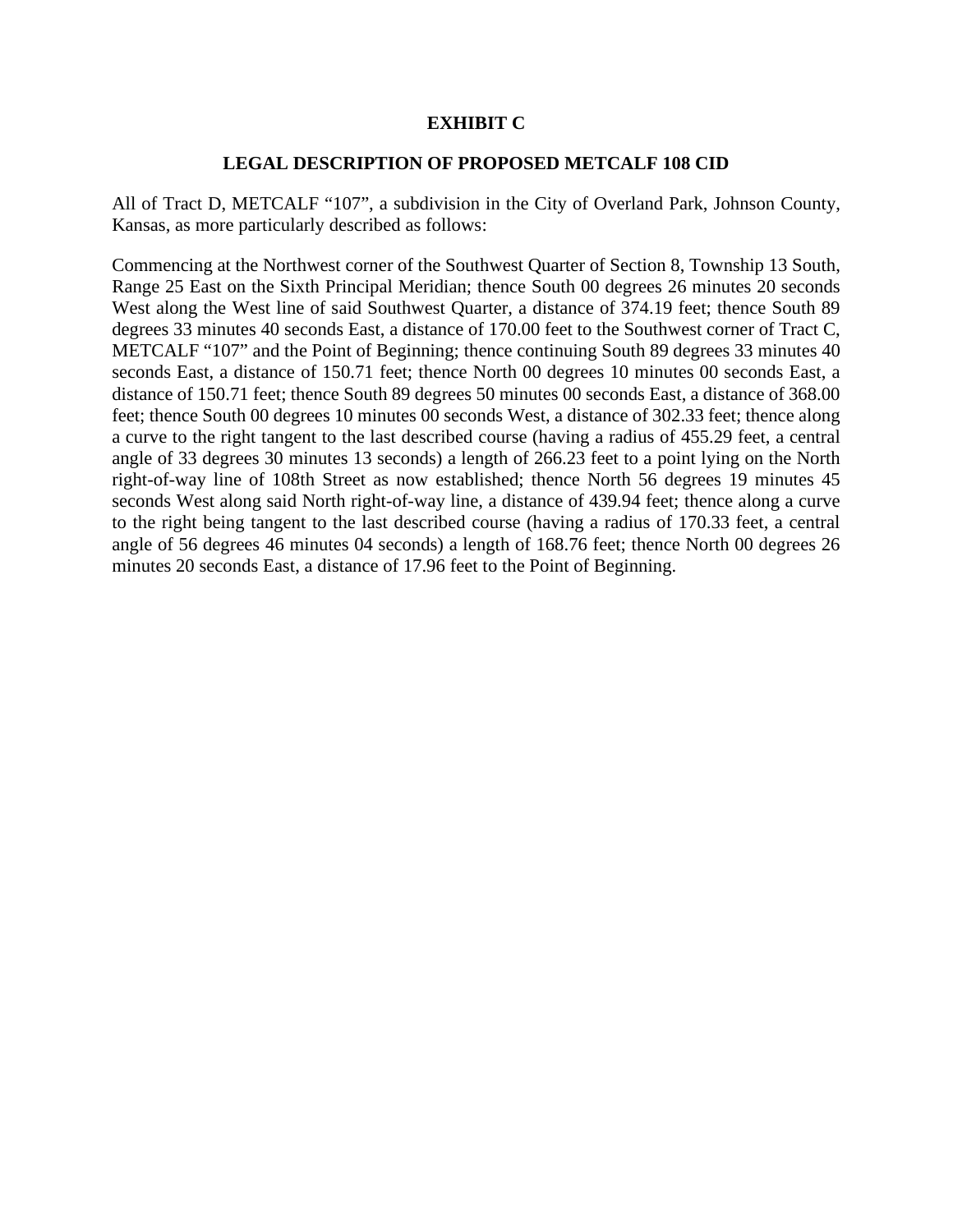**EXHIBIT C**

**LEGAL DESCRIPTION OF PROPOSED METCALF 108 CID**

All of Tract D, METCALF "107", a subdivision in the City of Overland Park, Johnson County, Kansas, as more particularly described as follows:

Commencing at the Northwest corner of the Southwest Quarter of Section 8, Township 13 South, Range 25 East on the Sixth Principal Meridian; thence South 00 degrees 26 minutes 20 seconds West along the West line of said Southwest Quarter, a distance of 374.19 feet; thence South 89 degrees 33 minutes 40 seconds East, a distance of 170.00 feet to the Southwest corner of Tract C, METCALF "107" and the Point of Beginning; thence continuing South 89 degrees 33 minutes 40 seconds East, a distance of 150.71 feet; thence North 00 degrees 10 minutes 00 seconds East, a distance of 150.71 feet; thence South 89 degrees 50 minutes 00 seconds East, a distance of 368.00 feet; thence South 00 degrees 10 minutes 00 seconds West, a distance of 302.33 feet; thence along a curve to the right tangent to the last described course (having a radius of 455.29 feet, a central angle of 33 degrees 30 minutes 13 seconds) a length of 266.23 feet to a point lying on the North right-of-way line of 108th Street as now established; thence North 56 degrees 19 minutes 45 seconds West along said North right-of-way line, a distance of 439.94 feet; thence along a curve to the right being tangent to the last described course (having a radius of 170.33 feet, a central angle of 56 degrees 46 minutes 04 seconds) a length of 168.76 feet; thence North 00 degrees 26 minutes 20 seconds East, a distance of 17.96 feet to the Point of Beginning.